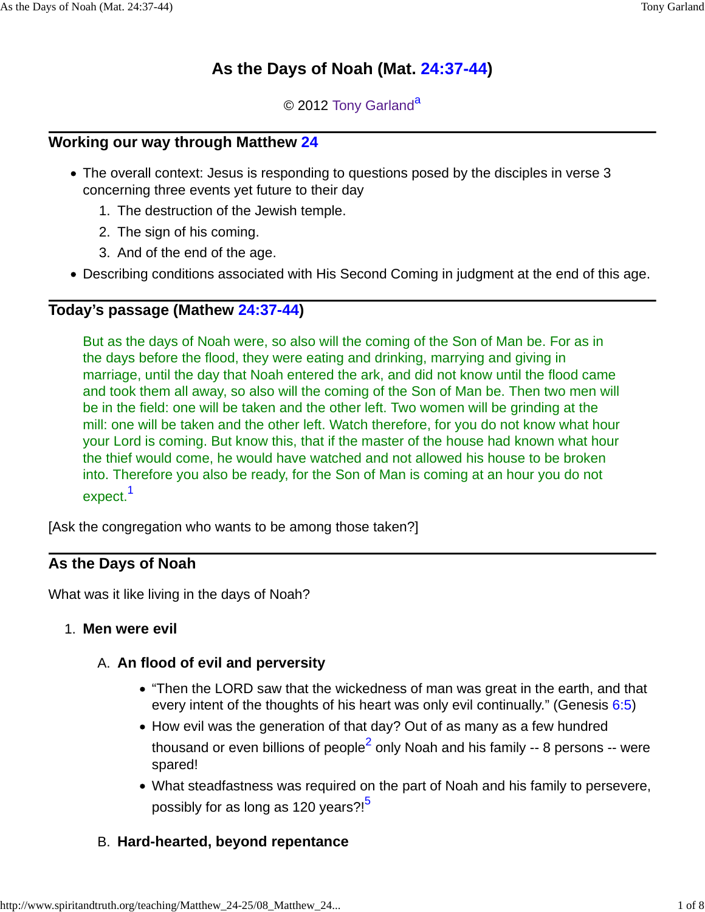# As the Days of Noah (Mat. 24:37-44)

© 2012 Tony Garland[a]

## Working our way through Matthew 24

- The overall context: Jesus is responding to questions posed by the disciples in verse 3 concerning three events yet future to their day
  1. The destruction of the Jewish temple.
  2. The sign of his coming.
  3. And of the end of the age.
- Describing conditions associated with His Second Coming in judgment at the end of this age.

## Today's passage (Mathew 24:37-44)

> But as the days of Noah were, so also will the coming of the Son of Man be. For as in the days before the flood, they were eating and drinking, marrying and giving in marriage, until the day that Noah entered the ark, and did not know until the flood came and took them all away, so also will the coming of the Son of Man be. Then two men will be in the field: one will be taken and the other left. Two women will be grinding at the mill: one will be taken and the other left. Watch therefore, for you do not know what hour your Lord is coming. But know this, that if the master of the house had known what hour the thief would come, he would have watched and not allowed his house to be broken into. Therefore you also be ready, for the Son of Man is coming at an hour you do not expect.[1]

[Ask the congregation who wants to be among those taken?]

## As the Days of Noah

What was it like living in the days of Noah?

1. **Men were evil**

   A. **An flood of evil and perversity**

   - "Then the LORD saw that the wickedness of man was great in the earth, and that every intent of the thoughts of his heart was only evil continually." (Genesis 6:5)
   - How evil was the generation of that day? Out of as many as a few hundred thousand or even billions of people[2] only Noah and his family -- 8 persons -- were spared!
   - What steadfastness was required on the part of Noah and his family to persevere, possibly for as long as 120 years?![5]

   B. **Hard-hearted, beyond repentance**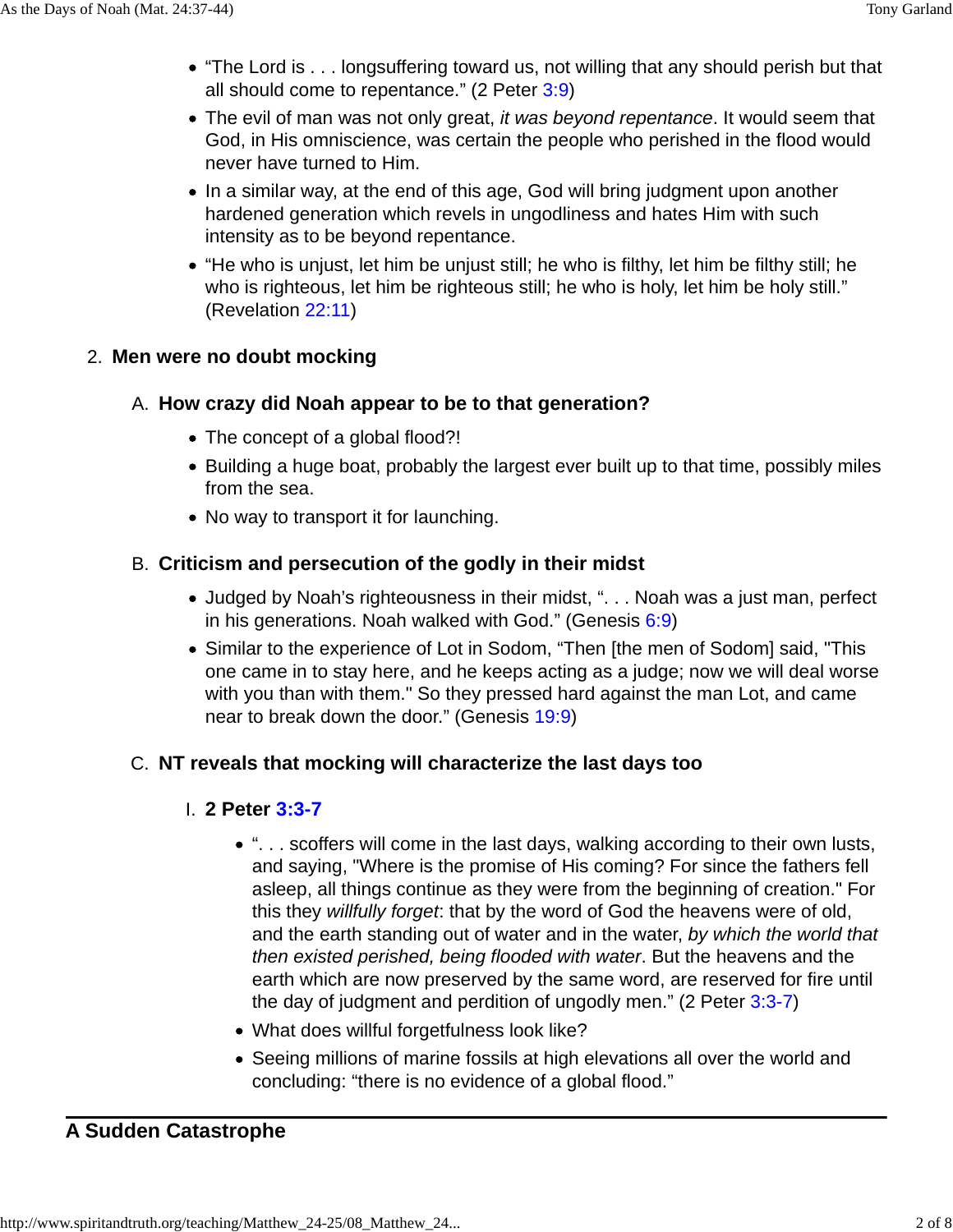- “The Lord is . . . longsuffering toward us, not willing that any should perish but that all should come to repentance.” (2 Peter 3:9)
- The evil of man was not only great, *it was beyond repentance*. It would seem that God, in His omniscience, was certain the people who perished in the flood would never have turned to Him.
- In a similar way, at the end of this age, God will bring judgment upon another hardened generation which revels in ungodliness and hates Him with such intensity as to be beyond repentance.
- “He who is unjust, let him be unjust still; he who is filthy, let him be filthy still; he who is righteous, let him be righteous still; he who is holy, let him be holy still.” (Revelation 22:11)

2. **Men were no doubt mocking**

   A. **How crazy did Noah appear to be to that generation?**

   - The concept of a global flood?!
   - Building a huge boat, probably the largest ever built up to that time, possibly miles from the sea.
   - No way to transport it for launching.

   B. **Criticism and persecution of the godly in their midst**

   - Judged by Noah’s righteousness in their midst, “. . . Noah was a just man, perfect in his generations. Noah walked with God.” (Genesis 6:9)
   - Similar to the experience of Lot in Sodom, “Then [the men of Sodom] said, "This one came in to stay here, and he keeps acting as a judge; now we will deal worse with you than with them." So they pressed hard against the man Lot, and came near to break down the door.” (Genesis 19:9)

   C. **NT reveals that mocking will characterize the last days too**

      I. **2 Peter 3:3-7**

      - “. . . scoffers will come in the last days, walking according to their own lusts, and saying, "Where is the promise of His coming? For since the fathers fell asleep, all things continue as they were from the beginning of creation." For this they *willfully forget*: that by the word of God the heavens were of old, and the earth standing out of water and in the water, *by which the world that then existed perished, being flooded with water*. But the heavens and the earth which are now preserved by the same word, are reserved for fire until the day of judgment and perdition of ungodly men.” (2 Peter 3:3-7)
      - What does willful forgetfulness look like?
      - Seeing millions of marine fossils at high elevations all over the world and concluding: “there is no evidence of a global flood.”

---

## A Sudden Catastrophe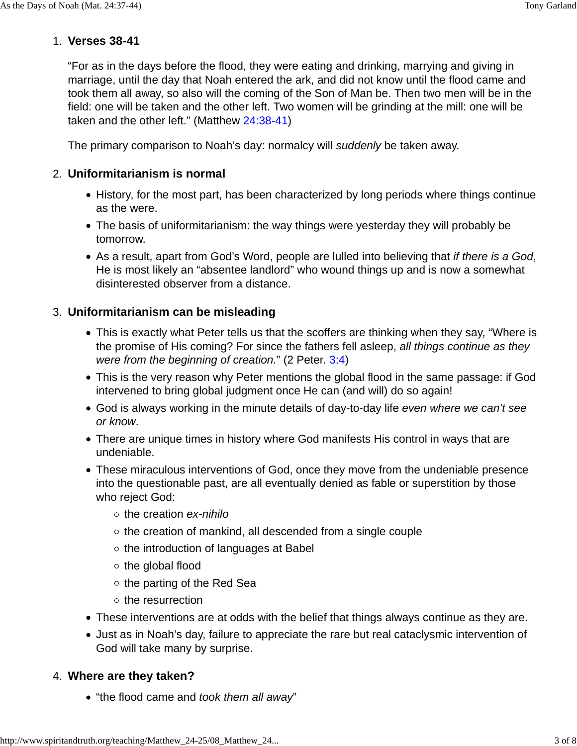1. **Verses 38-41**

   "For as in the days before the flood, they were eating and drinking, marrying and giving in marriage, until the day that Noah entered the ark, and did not know until the flood came and took them all away, so also will the coming of the Son of Man be. Then two men will be in the field: one will be taken and the other left. Two women will be grinding at the mill: one will be taken and the other left." (Matthew 24:38-41)

   The primary comparison to Noah's day: normalcy will *suddenly* be taken away.

2. **Uniformitarianism is normal**

   - History, for the most part, has been characterized by long periods where things continue as the were.
   - The basis of uniformitarianism: the way things were yesterday they will probably be tomorrow.
   - As a result, apart from God's Word, people are lulled into believing that *if there is a God*, He is most likely an "absentee landlord" who wound things up and is now a somewhat disinterested observer from a distance.

3. **Uniformitarianism can be misleading**

   - This is exactly what Peter tells us that the scoffers are thinking when they say, "Where is the promise of His coming? For since the fathers fell asleep, *all things continue as they were from the beginning of creation.*" (2 Peter. 3:4)
   - This is the very reason why Peter mentions the global flood in the same passage: if God intervened to bring global judgment once He can (and will) do so again!
   - God is always working in the minute details of day-to-day life *even where we can't see or know*.
   - There are unique times in history where God manifests His control in ways that are undeniable.
   - These miraculous interventions of God, once they move from the undeniable presence into the questionable past, are all eventually denied as fable or superstition by those who reject God:
     - the creation *ex-nihilo*
     - the creation of mankind, all descended from a single couple
     - the introduction of languages at Babel
     - the global flood
     - the parting of the Red Sea
     - the resurrection
   - These interventions are at odds with the belief that things always continue as they are.
   - Just as in Noah's day, failure to appreciate the rare but real cataclysmic intervention of God will take many by surprise.

4. **Where are they taken?**

   - "the flood came and *took them all away*"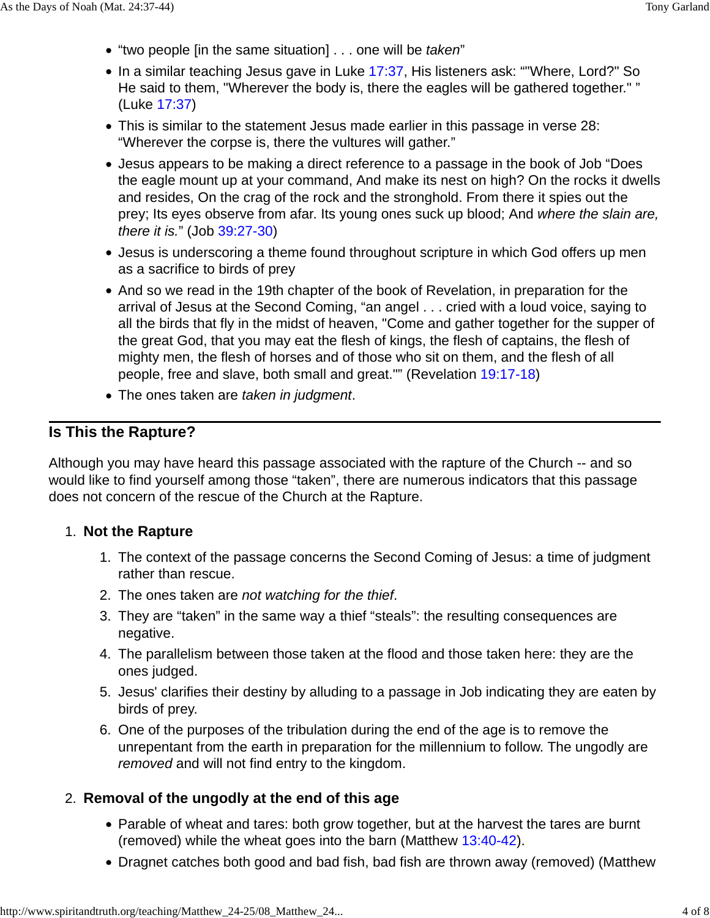- “two people [in the same situation] . . . one will be *taken*”
- In a similar teaching Jesus gave in Luke 17:37, His listeners ask: ""Where, Lord?" So He said to them, "Wherever the body is, there the eagles will be gathered together." ” (Luke 17:37)
- This is similar to the statement Jesus made earlier in this passage in verse 28: “Wherever the corpse is, there the vultures will gather.”
- Jesus appears to be making a direct reference to a passage in the book of Job “Does the eagle mount up at your command, And make its nest on high? On the rocks it dwells and resides, On the crag of the rock and the stronghold. From there it spies out the prey; Its eyes observe from afar. Its young ones suck up blood; And *where the slain are, there it is.*” (Job 39:27-30)
- Jesus is underscoring a theme found throughout scripture in which God offers up men as a sacrifice to birds of prey
- And so we read in the 19th chapter of the book of Revelation, in preparation for the arrival of Jesus at the Second Coming, “an angel . . . cried with a loud voice, saying to all the birds that fly in the midst of heaven, "Come and gather together for the supper of the great God, that you may eat the flesh of kings, the flesh of captains, the flesh of mighty men, the flesh of horses and of those who sit on them, and the flesh of all people, free and slave, both small and great."" (Revelation 19:17-18)
- The ones taken are *taken in judgment*.

## Is This the Rapture?

Although you may have heard this passage associated with the rapture of the Church -- and so would like to find yourself among those “taken”, there are numerous indicators that this passage does not concern of the rescue of the Church at the Rapture.

1. **Not the Rapture**
   1. The context of the passage concerns the Second Coming of Jesus: a time of judgment rather than rescue.
   2. The ones taken are *not watching for the thief.*
   3. They are “taken” in the same way a thief “steals”: the resulting consequences are negative.
   4. The parallelism between those taken at the flood and those taken here: they are the ones judged.
   5. Jesus' clarifies their destiny by alluding to a passage in Job indicating they are eaten by birds of prey.
   6. One of the purposes of the tribulation during the end of the age is to remove the unrepentant from the earth in preparation for the millennium to follow. The ungodly are *removed* and will not find entry to the kingdom.
2. **Removal of the ungodly at the end of this age**
   - Parable of wheat and tares: both grow together, but at the harvest the tares are burnt (removed) while the wheat goes into the barn (Matthew 13:40-42).
   - Dragnet catches both good and bad fish, bad fish are thrown away (removed) (Matthew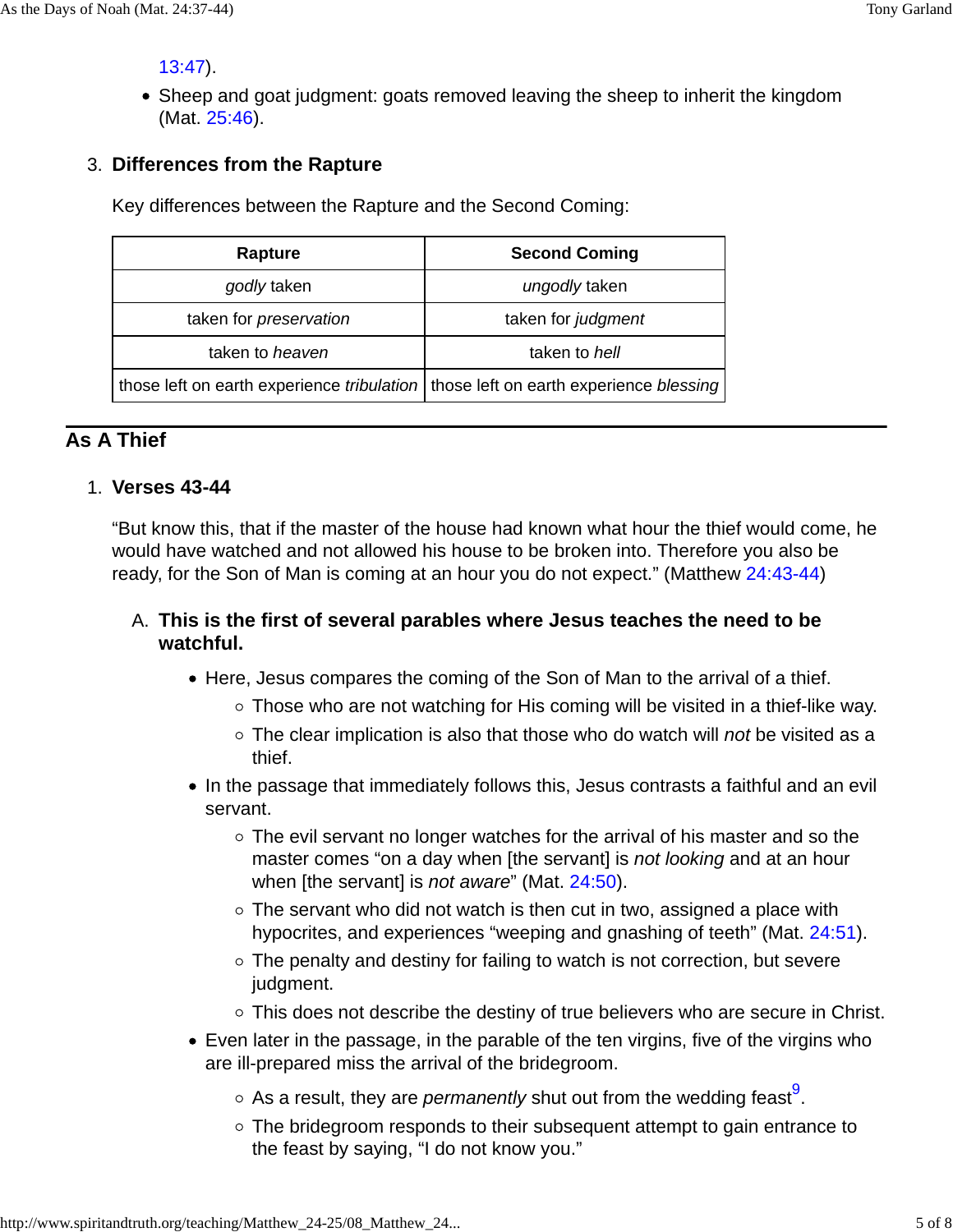13:47).

- Sheep and goat judgment: goats removed leaving the sheep to inherit the kingdom (Mat. 25:46).

3. **Differences from the Rapture**

Key differences between the Rapture and the Second Coming:

| Rapture | Second Coming |
|---|---|
| *godly* taken | *ungodly* taken |
| taken for *preservation* | taken for *judgment* |
| taken to *heaven* | taken to *hell* |
| those left on earth experience *tribulation* | those left on earth experience *blessing* |

## As A Thief

1. **Verses 43-44**

"But know this, that if the master of the house had known what hour the thief would come, he would have watched and not allowed his house to be broken into. Therefore you also be ready, for the Son of Man is coming at an hour you do not expect." (Matthew 24:43-44)

A. **This is the first of several parables where Jesus teaches the need to be watchful.**

- Here, Jesus compares the coming of the Son of Man to the arrival of a thief.
  - Those who are not watching for His coming will be visited in a thief-like way.
  - The clear implication is also that those who do watch will *not* be visited as a thief.
- In the passage that immediately follows this, Jesus contrasts a faithful and an evil servant.
  - The evil servant no longer watches for the arrival of his master and so the master comes "on a day when [the servant] is *not looking* and at an hour when [the servant] is *not aware*" (Mat. 24:50).
  - The servant who did not watch is then cut in two, assigned a place with hypocrites, and experiences "weeping and gnashing of teeth" (Mat. 24:51).
  - The penalty and destiny for failing to watch is not correction, but severe judgment.
  - This does not describe the destiny of true believers who are secure in Christ.
- Even later in the passage, in the parable of the ten virgins, five of the virgins who are ill-prepared miss the arrival of the bridegroom.
  - As a result, they are *permanently* shut out from the wedding feast[9].
  - The bridegroom responds to their subsequent attempt to gain entrance to the feast by saying, "I do not know you."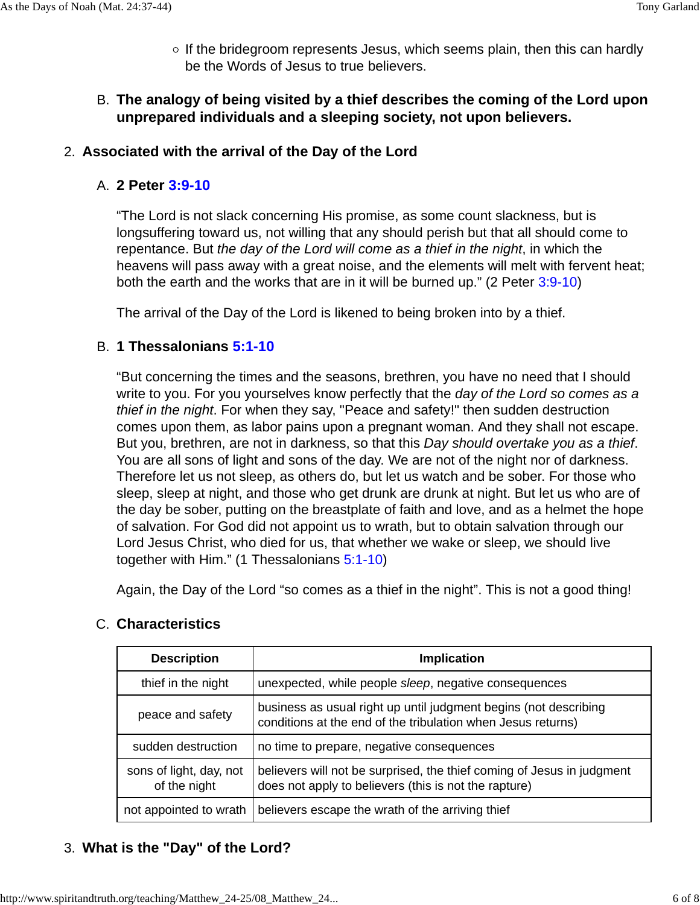- If the bridegroom represents Jesus, which seems plain, then this can hardly be the Words of Jesus to true believers.

B. **The analogy of being visited by a thief describes the coming of the Lord upon unprepared individuals and a sleeping society, not upon believers.**

2. **Associated with the arrival of the Day of the Lord**

A. **2 Peter 3:9-10**

"The Lord is not slack concerning His promise, as some count slackness, but is longsuffering toward us, not willing that any should perish but that all should come to repentance. But *the day of the Lord will come as a thief in the night*, in which the heavens will pass away with a great noise, and the elements will melt with fervent heat; both the earth and the works that are in it will be burned up." (2 Peter 3:9-10)

The arrival of the Day of the Lord is likened to being broken into by a thief.

B. **1 Thessalonians 5:1-10**

"But concerning the times and the seasons, brethren, you have no need that I should write to you. For you yourselves know perfectly that the *day of the Lord so comes as a thief in the night*. For when they say, "Peace and safety!" then sudden destruction comes upon them, as labor pains upon a pregnant woman. And they shall not escape. But you, brethren, are not in darkness, so that this *Day should overtake you as a thief*. You are all sons of light and sons of the day. We are not of the night nor of darkness. Therefore let us not sleep, as others do, but let us watch and be sober. For those who sleep, sleep at night, and those who get drunk are drunk at night. But let us who are of the day be sober, putting on the breastplate of faith and love, and as a helmet the hope of salvation. For God did not appoint us to wrath, but to obtain salvation through our Lord Jesus Christ, who died for us, that whether we wake or sleep, we should live together with Him." (1 Thessalonians 5:1-10)

Again, the Day of the Lord "so comes as a thief in the night". This is not a good thing!

C. **Characteristics**

| Description | Implication |
|---|---|
| thief in the night | unexpected, while people *sleep*, negative consequences |
| peace and safety | business as usual right up until judgment begins (not describing conditions at the end of the tribulation when Jesus returns) |
| sudden destruction | no time to prepare, negative consequences |
| sons of light, day, not of the night | believers will not be surprised, the thief coming of Jesus in judgment does not apply to believers (this is not the rapture) |
| not appointed to wrath | believers escape the wrath of the arriving thief |

3. **What is the "Day" of the Lord?**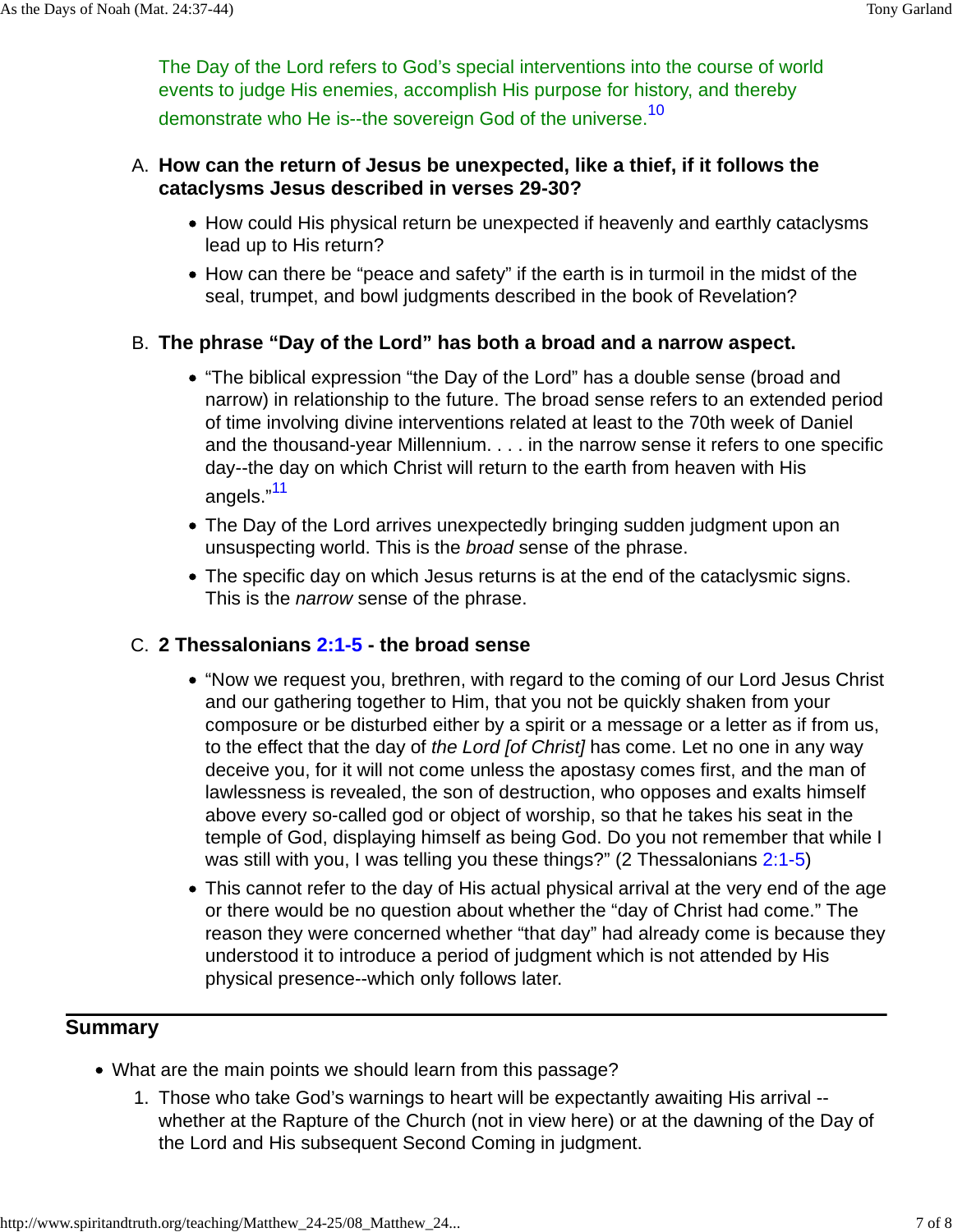The Day of the Lord refers to God's special interventions into the course of world events to judge His enemies, accomplish His purpose for history, and thereby demonstrate who He is--the sovereign God of the universe.[10]

A. **How can the return of Jesus be unexpected, like a thief, if it follows the cataclysms Jesus described in verses 29-30?**
   - How could His physical return be unexpected if heavenly and earthly cataclysms lead up to His return?
   - How can there be "peace and safety" if the earth is in turmoil in the midst of the seal, trumpet, and bowl judgments described in the book of Revelation?

B. **The phrase "Day of the Lord" has both a broad and a narrow aspect.**
   - "The biblical expression "the Day of the Lord" has a double sense (broad and narrow) in relationship to the future. The broad sense refers to an extended period of time involving divine interventions related at least to the 70th week of Daniel and the thousand-year Millennium. . . . in the narrow sense it refers to one specific day--the day on which Christ will return to the earth from heaven with His angels."[11]
   - The Day of the Lord arrives unexpectedly bringing sudden judgment upon an unsuspecting world. This is the *broad* sense of the phrase.
   - The specific day on which Jesus returns is at the end of the cataclysmic signs. This is the *narrow* sense of the phrase.

C. **2 Thessalonians 2:1-5 - the broad sense**
   - "Now we request you, brethren, with regard to the coming of our Lord Jesus Christ and our gathering together to Him, that you not be quickly shaken from your composure or be disturbed either by a spirit or a message or a letter as if from us, to the effect that the day of *the Lord [of Christ]* has come. Let no one in any way deceive you, for it will not come unless the apostasy comes first, and the man of lawlessness is revealed, the son of destruction, who opposes and exalts himself above every so-called god or object of worship, so that he takes his seat in the temple of God, displaying himself as being God. Do you not remember that while I was still with you, I was telling you these things?" (2 Thessalonians 2:1-5)
   - This cannot refer to the day of His actual physical arrival at the very end of the age or there would be no question about whether the "day of Christ had come." The reason they were concerned whether "that day" had already come is because they understood it to introduce a period of judgment which is not attended by His physical presence--which only follows later.

## Summary

- What are the main points we should learn from this passage?
  1. Those who take God's warnings to heart will be expectantly awaiting His arrival -- whether at the Rapture of the Church (not in view here) or at the dawning of the Day of the Lord and His subsequent Second Coming in judgment.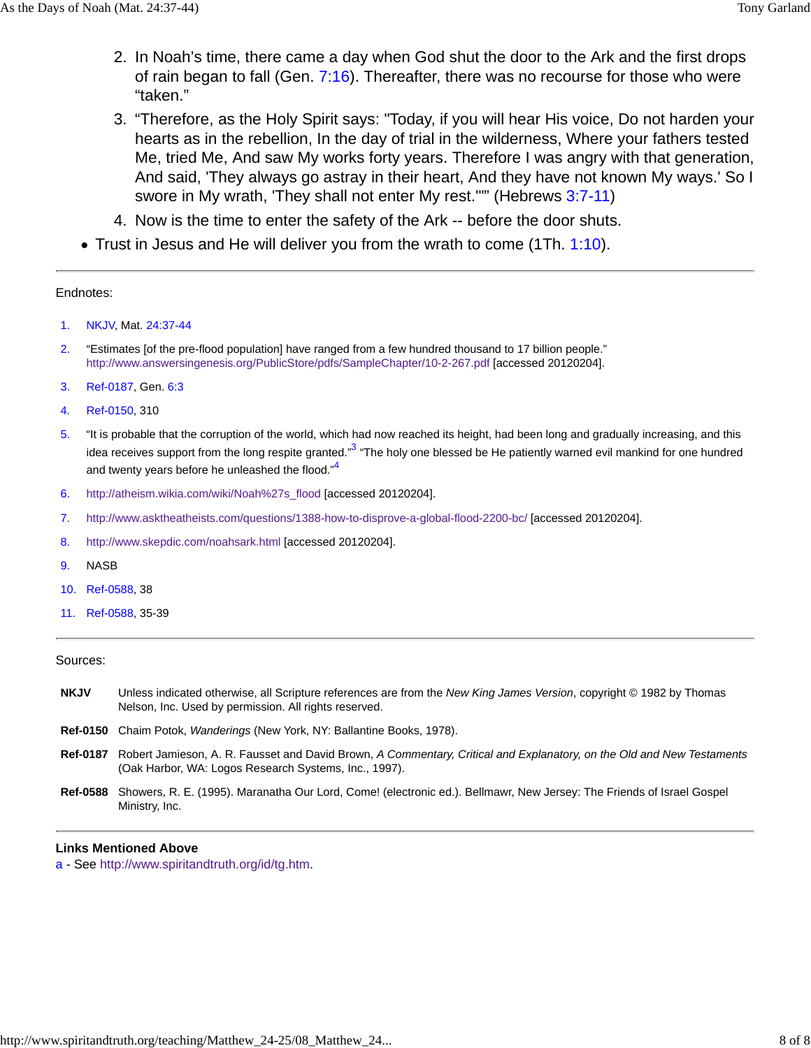2. In Noah's time, there came a day when God shut the door to the Ark and the first drops of rain began to fall (Gen. 7:16). Thereafter, there was no recourse for those who were "taken."
3. "Therefore, as the Holy Spirit says: "Today, if you will hear His voice, Do not harden your hearts as in the rebellion, In the day of trial in the wilderness, Where your fathers tested Me, tried Me, And saw My works forty years. Therefore I was angry with that generation, And said, 'They always go astray in their heart, And they have not known My ways.' So I swore in My wrath, 'They shall not enter My rest.''"" (Hebrews 3:7-11)
4. Now is the time to enter the safety of the Ark -- before the door shuts.

- Trust in Jesus and He will deliver you from the wrath to come (1Th. 1:10).

---

Endnotes:

1. NKJV, Mat. 24:37-44
2. "Estimates [of the pre-flood population] have ranged from a few hundred thousand to 17 billion people." http://www.answersingenesis.org/PublicStore/pdfs/SampleChapter/10-2-267.pdf [accessed 20120204].
3. Ref-0187, Gen. 6:3
4. Ref-0150, 310
5. "It is probable that the corruption of the world, which had now reached its height, had been long and gradually increasing, and this idea receives support from the long respite granted."[3] "The holy one blessed be He patiently warned evil mankind for one hundred and twenty years before he unleashed the flood."[4]
6. http://atheism.wikia.com/wiki/Noah%27s_flood [accessed 20120204].
7. http://www.asktheatheists.com/questions/1388-how-to-disprove-a-global-flood-2200-bc/ [accessed 20120204].
8. http://www.skepdic.com/noahsark.html [accessed 20120204].
9. NASB
10. Ref-0588, 38
11. Ref-0588, 35-39

---

Sources:

| | |
|---|---|
| **NKJV** | Unless indicated otherwise, all Scripture references are from the *New King James Version*, copyright © 1982 by Thomas Nelson, Inc. Used by permission. All rights reserved. |
| **Ref-0150** | Chaim Potok, *Wanderings* (New York, NY: Ballantine Books, 1978). |
| **Ref-0187** | Robert Jamieson, A. R. Fausset and David Brown, *A Commentary, Critical and Explanatory, on the Old and New Testaments* (Oak Harbor, WA: Logos Research Systems, Inc., 1997). |
| **Ref-0588** | Showers, R. E. (1995). Maranatha Our Lord, Come! (electronic ed.). Bellmawr, New Jersey: The Friends of Israel Gospel Ministry, Inc. |

---

**Links Mentioned Above**
a - See http://www.spiritandtruth.org/id/tg.htm.